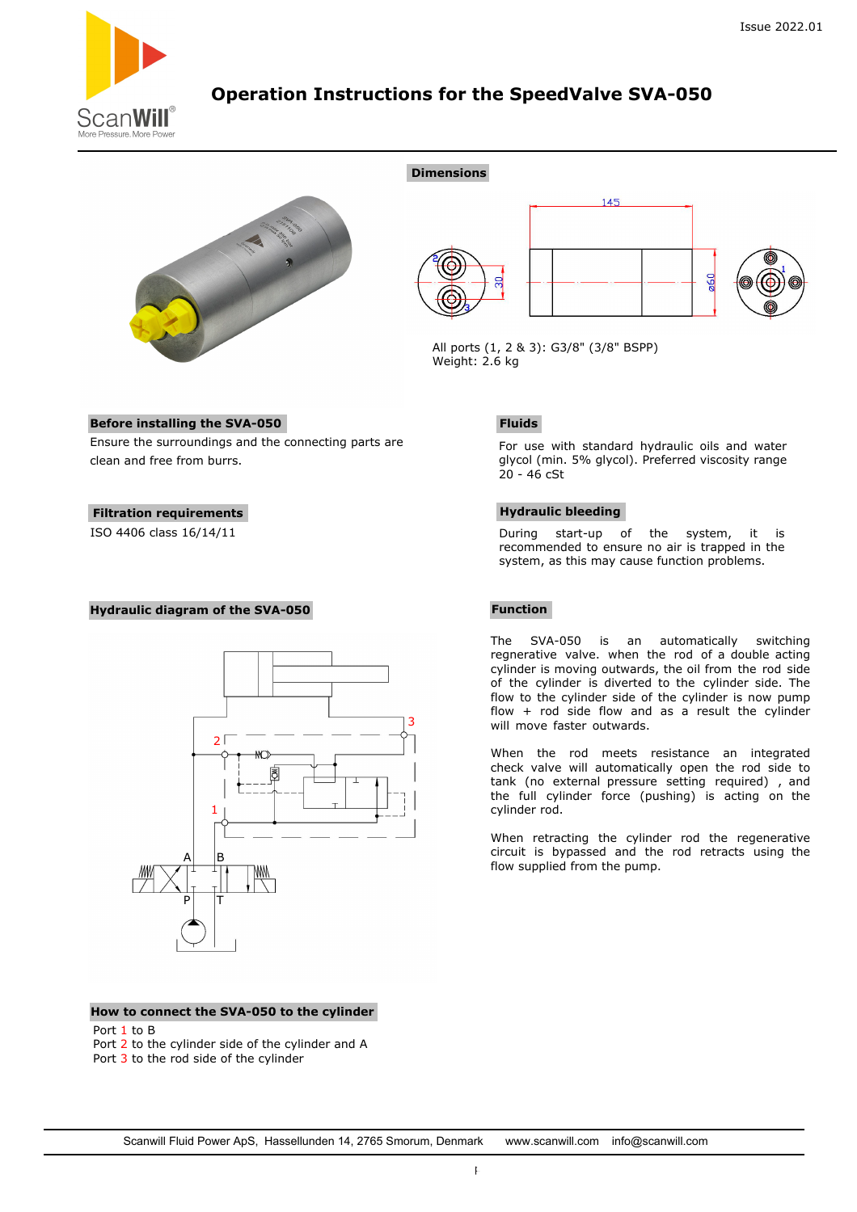Issue 2022.01

# Operation Instructions for the SpeedValve SVA-050

## Dimensions

All ports (1, 2 & 3): G3/8" (3/8" BSPP)
Weight: 2.6 kg

## Before installing the SVA-050

Ensure the surroundings and the connecting parts are clean and free from burrs.

## Fluids

For use with standard hydraulic oils and water glycol (min. 5% glycol). Preferred viscosity range 20 - 46 cSt

## Filtration requirements

ISO 4406 class 16/14/11

## Hydraulic bleeding

During start-up of the system, it is recommended to ensure no air is trapped in the system, as this may cause function problems.

## Hydraulic diagram of the SVA-050

## Function

The SVA-050 is an automatically switching regnerative valve. when the rod of a double acting cylinder is moving outwards, the oil from the rod side of the cylinder is diverted to the cylinder side. The flow to the cylinder side of the cylinder is now pump flow + rod side flow and as a result the cylinder will move faster outwards.

When the rod meets resistance an integrated check valve will automatically open the rod side to tank (no external pressure setting required) , and the full cylinder force (pushing) is acting on the cylinder rod.

When retracting the cylinder rod the regenerative circuit is bypassed and the rod retracts using the flow supplied from the pump.

## How to connect the SVA-050 to the cylinder

Port 1 to B
Port 2 to the cylinder side of the cylinder and A
Port 3 to the rod side of the cylinder

Scanwill Fluid Power ApS, Hassellunden 14, 2765 Smorum, Denmark www.scanwill.com info@scanwill.com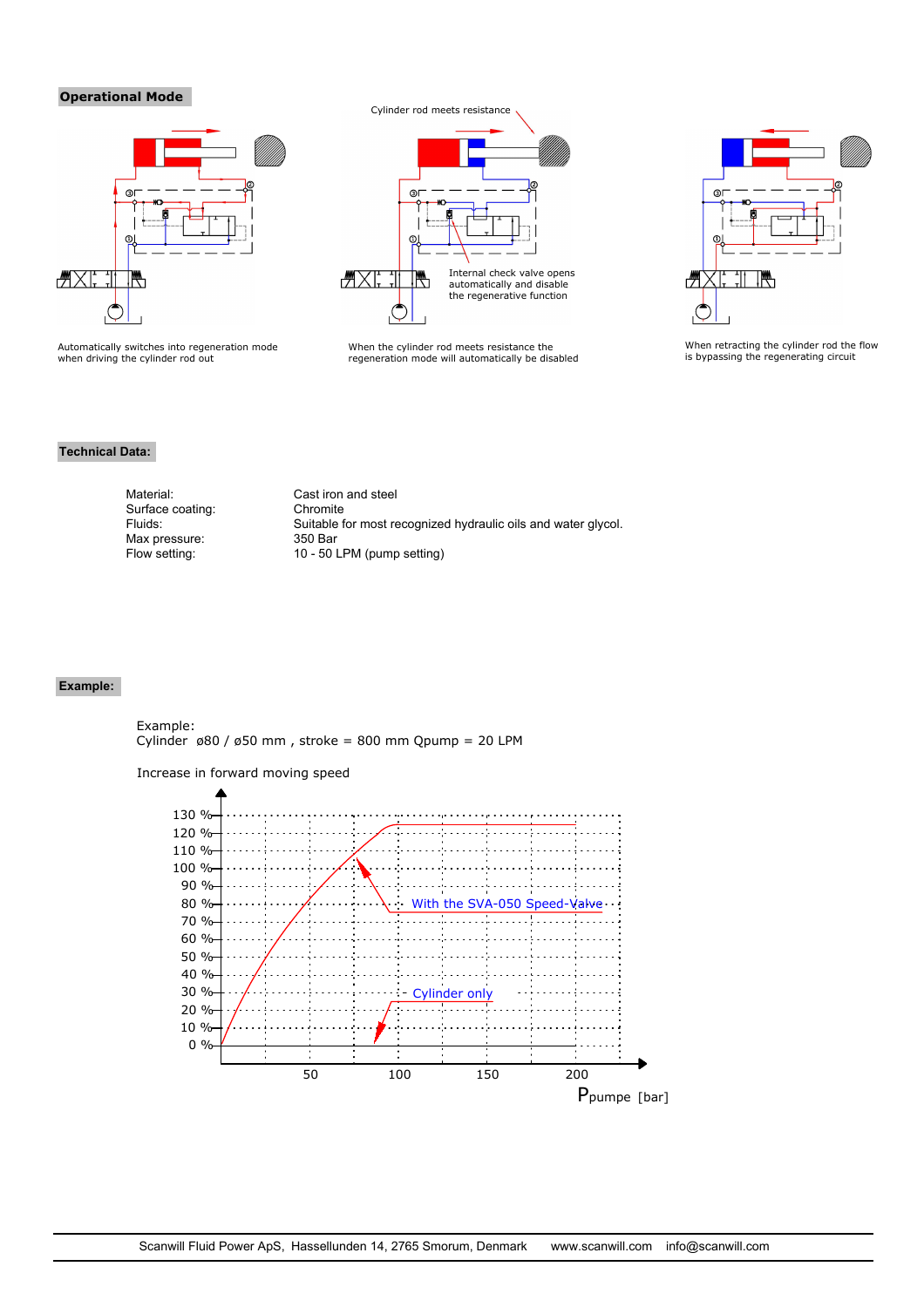## Operational Mode

Cylinder rod meets resistance

Internal check valve opens automatically and disable the regenerative function

Automatically switches into regeneration mode when driving the cylinder rod out

When the cylinder rod meets resistance the regeneration mode will automatically be disabled

When retracting the cylinder rod the flow is bypassing the regenerating circuit

## Technical Data:

| | |
|---|---|
| Material: | Cast iron and steel |
| Surface coating: | Chromite |
| Fluids: | Suitable for most recognized hydraulic oils and water glycol. |
| Max pressure: | 350 Bar |
| Flow setting: | 10 - 50 LPM (pump setting) |

## Example:

Example:
Cylinder ø80 / ø50 mm , stroke = 800 mm Qpump = 20 LPM

Increase in forward moving speed

130 %
120 %
110 %
100 %
90 %
80 %
70 %
60 %
50 %
40 %
30 %
20 %
10 %
0 %

50
100
150
200

$P_{pumpe}$ [bar]

With the SVA-050 Speed-Valve

Cylinder only

Scanwill Fluid Power ApS, Hassellunden 14, 2765 Smorum, Denmark www.scanwill.com info@scanwill.com